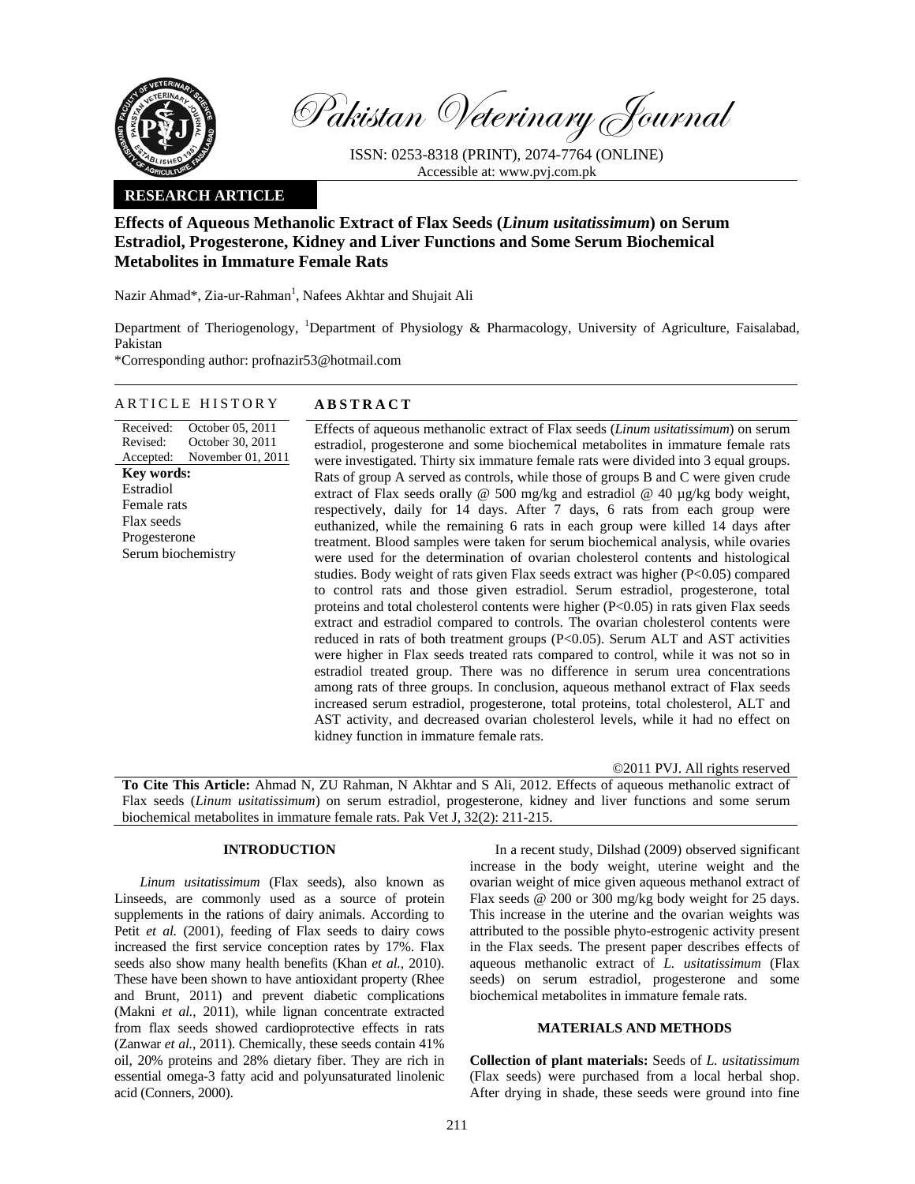Pakistan Veterinary Journal

ISSN: 0253-8318 (PRINT), 2074-7764 (ONLINE)
Accessible at: www.pvj.com.pk

**RESEARCH ARTICLE**

# Effects of Aqueous Methanolic Extract of Flax Seeds (*Linum usitatissimum*) on Serum Estradiol, Progesterone, Kidney and Liver Functions and Some Serum Biochemical Metabolites in Immature Female Rats

Nazir Ahmad*, Zia-ur-Rahman[1], Nafees Akhtar and Shujait Ali

Department of Theriogenology, [1]Department of Physiology & Pharmacology, University of Agriculture, Faisalabad, Pakistan

*Corresponding author: profnazir53@hotmail.com

## ARTICLE HISTORY

Received: October 05, 2011
Revised: October 30, 2011
Accepted: November 01, 2011

**Key words:**
Estradiol
Female rats
Flax seeds
Progesterone
Serum biochemistry

## ABSTRACT

Effects of aqueous methanolic extract of Flax seeds (*Linum usitatissimum*) on serum estradiol, progesterone and some biochemical metabolites in immature female rats were investigated. Thirty six immature female rats were divided into 3 equal groups. Rats of group A served as controls, while those of groups B and C were given crude extract of Flax seeds orally @ 500 mg/kg and estradiol @ 40 µg/kg body weight, respectively, daily for 14 days. After 7 days, 6 rats from each group were euthanized, while the remaining 6 rats in each group were killed 14 days after treatment. Blood samples were taken for serum biochemical analysis, while ovaries were used for the determination of ovarian cholesterol contents and histological studies. Body weight of rats given Flax seeds extract was higher ($P<0.05$) compared to control rats and those given estradiol. Serum estradiol, progesterone, total proteins and total cholesterol contents were higher ($P<0.05$) in rats given Flax seeds extract and estradiol compared to controls. The ovarian cholesterol contents were reduced in rats of both treatment groups ($P<0.05$). Serum ALT and AST activities were higher in Flax seeds treated rats compared to control, while it was not so in estradiol treated group. There was no difference in serum urea concentrations among rats of three groups. In conclusion, aqueous methanol extract of Flax seeds increased serum estradiol, progesterone, total proteins, total cholesterol, ALT and AST activity, and decreased ovarian cholesterol levels, while it had no effect on kidney function in immature female rats.

©2011 PVJ. All rights reserved

**To Cite This Article:** Ahmad N, ZU Rahman, N Akhtar and S Ali, 2012. Effects of aqueous methanolic extract of Flax seeds (*Linum usitatissimum*) on serum estradiol, progesterone, kidney and liver functions and some serum biochemical metabolites in immature female rats. Pak Vet J, 32(2): 211-215.

## INTRODUCTION

*Linum usitatissimum* (Flax seeds), also known as Linseeds, are commonly used as a source of protein supplements in the rations of dairy animals. According to Petit *et al.* (2001), feeding of Flax seeds to dairy cows increased the first service conception rates by 17%. Flax seeds also show many health benefits (Khan *et al.*, 2010). These have been shown to have antioxidant property (Rhee and Brunt, 2011) and prevent diabetic complications (Makni *et al.*, 2011), while lignan concentrate extracted from flax seeds showed cardioprotective effects in rats (Zanwar *et al.*, 2011). Chemically, these seeds contain 41% oil, 20% proteins and 28% dietary fiber. They are rich in essential omega-3 fatty acid and polyunsaturated linolenic acid (Conners, 2000).

In a recent study, Dilshad (2009) observed significant increase in the body weight, uterine weight and the ovarian weight of mice given aqueous methanol extract of Flax seeds @ 200 or 300 mg/kg body weight for 25 days. This increase in the uterine and the ovarian weights was attributed to the possible phyto-estrogenic activity present in the Flax seeds. The present paper describes effects of aqueous methanolic extract of *L. usitatissimum* (Flax seeds) on serum estradiol, progesterone and some biochemical metabolites in immature female rats.

## MATERIALS AND METHODS

**Collection of plant materials:** Seeds of *L. usitatissimum* (Flax seeds) were purchased from a local herbal shop. After drying in shade, these seeds were ground into fine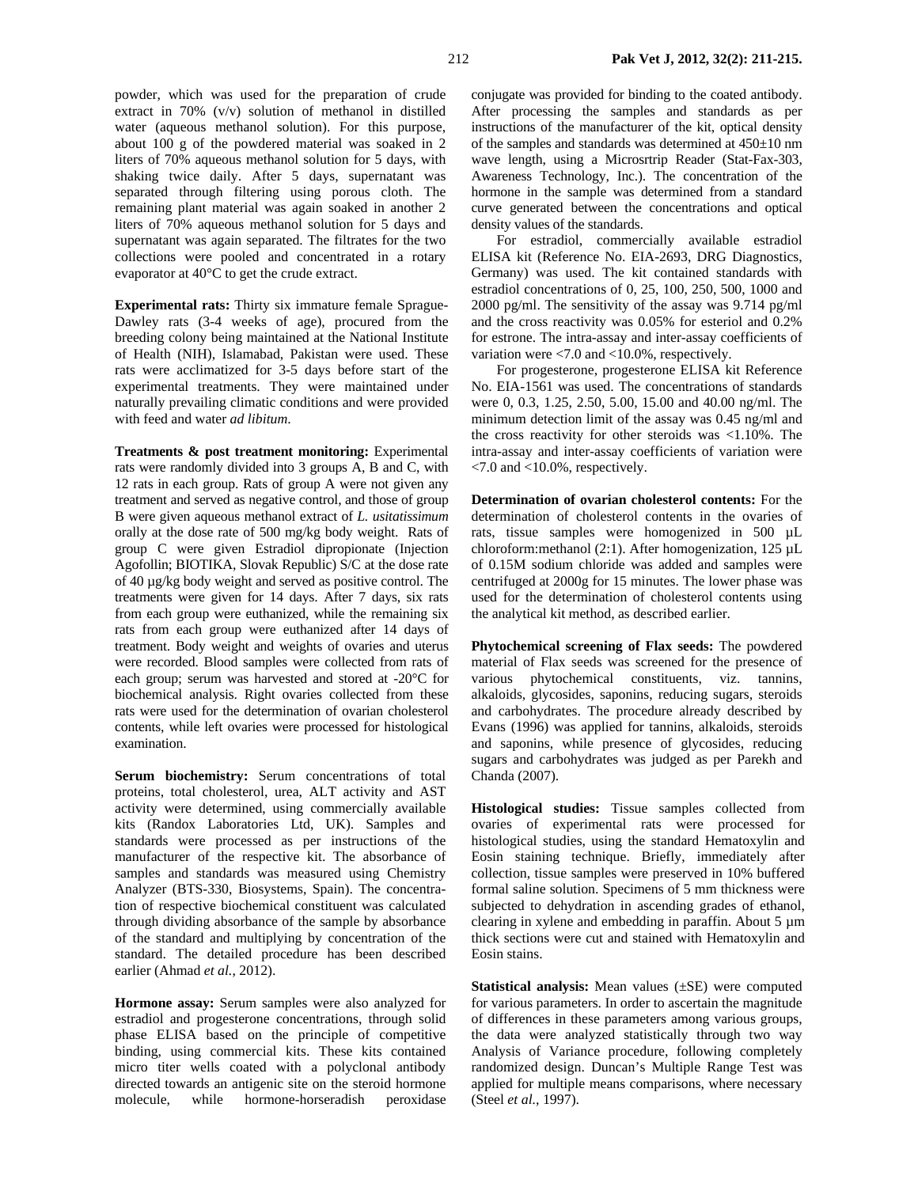powder, which was used for the preparation of crude extract in 70% (v/v) solution of methanol in distilled water (aqueous methanol solution). For this purpose, about 100 g of the powdered material was soaked in 2 liters of 70% aqueous methanol solution for 5 days, with shaking twice daily. After 5 days, supernatant was separated through filtering using porous cloth. The remaining plant material was again soaked in another 2 liters of 70% aqueous methanol solution for 5 days and supernatant was again separated. The filtrates for the two collections were pooled and concentrated in a rotary evaporator at 40°C to get the crude extract.

**Experimental rats:** Thirty six immature female Sprague-Dawley rats (3-4 weeks of age), procured from the breeding colony being maintained at the National Institute of Health (NIH), Islamabad, Pakistan were used. These rats were acclimatized for 3-5 days before start of the experimental treatments. They were maintained under naturally prevailing climatic conditions and were provided with feed and water *ad libitum*.

**Treatments & post treatment monitoring:** Experimental rats were randomly divided into 3 groups A, B and C, with 12 rats in each group. Rats of group A were not given any treatment and served as negative control, and those of group B were given aqueous methanol extract of *L. usitatissimum* orally at the dose rate of 500 mg/kg body weight. Rats of group C were given Estradiol dipropionate (Injection Agofollin; BIOTIKA, Slovak Republic) S/C at the dose rate of 40 µg/kg body weight and served as positive control. The treatments were given for 14 days. After 7 days, six rats from each group were euthanized, while the remaining six rats from each group were euthanized after 14 days of treatment. Body weight and weights of ovaries and uterus were recorded. Blood samples were collected from rats of each group; serum was harvested and stored at -20°C for biochemical analysis. Right ovaries collected from these rats were used for the determination of ovarian cholesterol contents, while left ovaries were processed for histological examination.

**Serum biochemistry:** Serum concentrations of total proteins, total cholesterol, urea, ALT activity and AST activity were determined, using commercially available kits (Randox Laboratories Ltd, UK). Samples and standards were processed as per instructions of the manufacturer of the respective kit. The absorbance of samples and standards was measured using Chemistry Analyzer (BTS-330, Biosystems, Spain). The concentration of respective biochemical constituent was calculated through dividing absorbance of the sample by absorbance of the standard and multiplying by concentration of the standard. The detailed procedure has been described earlier (Ahmad *et al.,* 2012).

**Hormone assay:** Serum samples were also analyzed for estradiol and progesterone concentrations, through solid phase ELISA based on the principle of competitive binding, using commercial kits. These kits contained micro titer wells coated with a polyclonal antibody directed towards an antigenic site on the steroid hormone molecule, while hormone-horseradish peroxidase conjugate was provided for binding to the coated antibody. After processing the samples and standards as per instructions of the manufacturer of the kit, optical density of the samples and standards was determined at 450±10 nm wave length, using a Microsrtrip Reader (Stat-Fax-303, Awareness Technology, Inc.). The concentration of the hormone in the sample was determined from a standard curve generated between the concentrations and optical density values of the standards.

For estradiol, commercially available estradiol ELISA kit (Reference No. EIA-2693, DRG Diagnostics, Germany) was used. The kit contained standards with estradiol concentrations of 0, 25, 100, 250, 500, 1000 and 2000 pg/ml. The sensitivity of the assay was 9.714 pg/ml and the cross reactivity was 0.05% for esteriol and 0.2% for estrone. The intra-assay and inter-assay coefficients of variation were <7.0 and <10.0%, respectively.

For progesterone, progesterone ELISA kit Reference No. EIA-1561 was used. The concentrations of standards were 0, 0.3, 1.25, 2.50, 5.00, 15.00 and 40.00 ng/ml. The minimum detection limit of the assay was 0.45 ng/ml and the cross reactivity for other steroids was <1.10%. The intra-assay and inter-assay coefficients of variation were <7.0 and <10.0%, respectively.

**Determination of ovarian cholesterol contents:** For the determination of cholesterol contents in the ovaries of rats, tissue samples were homogenized in 500 µL chloroform:methanol (2:1). After homogenization, 125 µL of 0.15M sodium chloride was added and samples were centrifuged at 2000g for 15 minutes. The lower phase was used for the determination of cholesterol contents using the analytical kit method, as described earlier.

**Phytochemical screening of Flax seeds:** The powdered material of Flax seeds was screened for the presence of various phytochemical constituents, viz. tannins, alkaloids, glycosides, saponins, reducing sugars, steroids and carbohydrates. The procedure already described by Evans (1996) was applied for tannins, alkaloids, steroids and saponins, while presence of glycosides, reducing sugars and carbohydrates was judged as per Parekh and Chanda (2007).

**Histological studies:** Tissue samples collected from ovaries of experimental rats were processed for histological studies, using the standard Hematoxylin and Eosin staining technique. Briefly, immediately after collection, tissue samples were preserved in 10% buffered formal saline solution. Specimens of 5 mm thickness were subjected to dehydration in ascending grades of ethanol, clearing in xylene and embedding in paraffin. About 5 µm thick sections were cut and stained with Hematoxylin and Eosin stains.

**Statistical analysis:** Mean values (±SE) were computed for various parameters. In order to ascertain the magnitude of differences in these parameters among various groups, the data were analyzed statistically through two way Analysis of Variance procedure, following completely randomized design. Duncan's Multiple Range Test was applied for multiple means comparisons, where necessary (Steel *et al.,* 1997).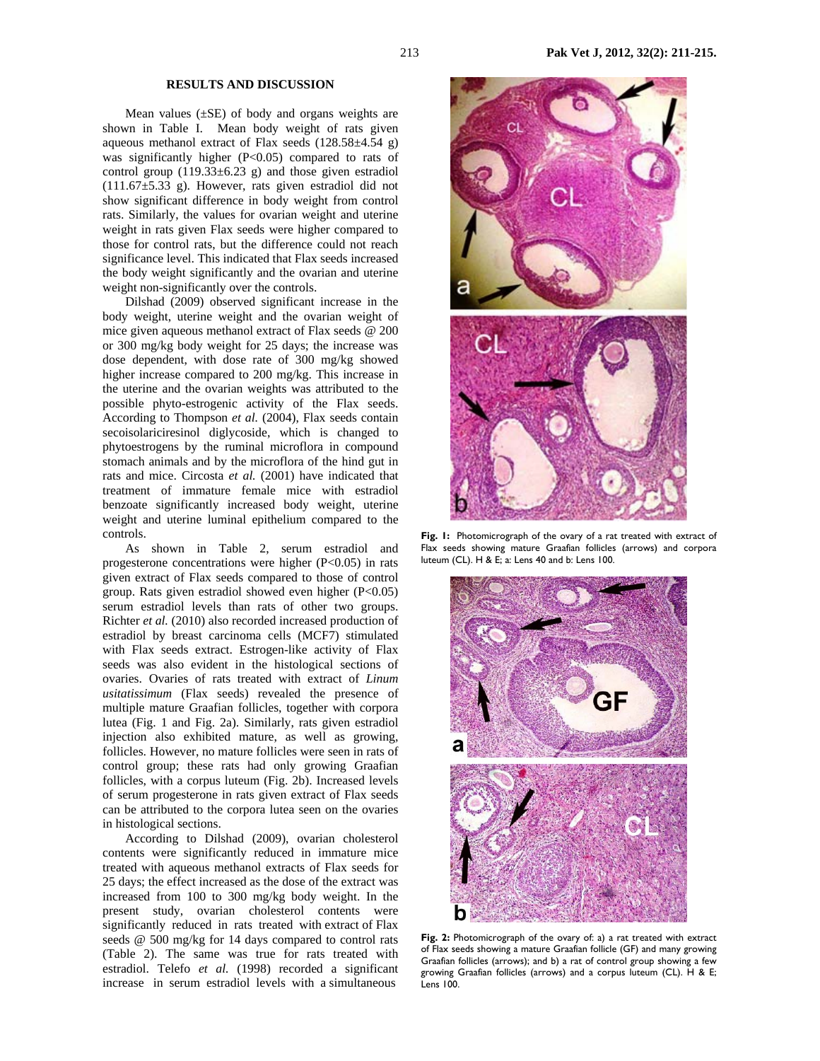## RESULTS AND DISCUSSION

Mean values (±SE) of body and organs weights are shown in Table I. Mean body weight of rats given aqueous methanol extract of Flax seeds (128.58±4.54 g) was significantly higher (P<0.05) compared to rats of control group (119.33±6.23 g) and those given estradiol (111.67±5.33 g). However, rats given estradiol did not show significant difference in body weight from control rats. Similarly, the values for ovarian weight and uterine weight in rats given Flax seeds were higher compared to those for control rats, but the difference could not reach significance level. This indicated that Flax seeds increased the body weight significantly and the ovarian and uterine weight non-significantly over the controls.

Dilshad (2009) observed significant increase in the body weight, uterine weight and the ovarian weight of mice given aqueous methanol extract of Flax seeds @ 200 or 300 mg/kg body weight for 25 days; the increase was dose dependent, with dose rate of 300 mg/kg showed higher increase compared to 200 mg/kg. This increase in the uterine and the ovarian weights was attributed to the possible phyto-estrogenic activity of the Flax seeds. According to Thompson *et al.* (2004), Flax seeds contain secoisolariciresinol diglycoside, which is changed to phytoestrogens by the ruminal microflora in compound stomach animals and by the microflora of the hind gut in rats and mice. Circosta *et al.* (2001) have indicated that treatment of immature female mice with estradiol benzoate significantly increased body weight, uterine weight and uterine luminal epithelium compared to the controls.

As shown in Table 2, serum estradiol and progesterone concentrations were higher (P<0.05) in rats given extract of Flax seeds compared to those of control group. Rats given estradiol showed even higher (P<0.05) serum estradiol levels than rats of other two groups. Richter *et al.* (2010) also recorded increased production of estradiol by breast carcinoma cells (MCF7) stimulated with Flax seeds extract. Estrogen-like activity of Flax seeds was also evident in the histological sections of ovaries. Ovaries of rats treated with extract of *Linum usitatissimum* (Flax seeds) revealed the presence of multiple mature Graafian follicles, together with corpora lutea (Fig. 1 and Fig. 2a). Similarly, rats given estradiol injection also exhibited mature, as well as growing, follicles. However, no mature follicles were seen in rats of control group; these rats had only growing Graafian follicles, with a corpus luteum (Fig. 2b). Increased levels of serum progesterone in rats given extract of Flax seeds can be attributed to the corpora lutea seen on the ovaries in histological sections.

According to Dilshad (2009), ovarian cholesterol contents were significantly reduced in immature mice treated with aqueous methanol extracts of Flax seeds for 25 days; the effect increased as the dose of the extract was increased from 100 to 300 mg/kg body weight. In the present study, ovarian cholesterol contents were significantly reduced in rats treated with extract of Flax seeds @ 500 mg/kg for 14 days compared to control rats (Table 2). The same was true for rats treated with estradiol. Telefo *et al.* (1998) recorded a significant increase in serum estradiol levels with a simultaneous

**Fig. 1:** Photomicrograph of the ovary of a rat treated with extract of Flax seeds showing mature Graafian follicles (arrows) and corpora luteum (CL). H & E; a: Lens 40 and b: Lens 100.

**Fig. 2:** Photomicrograph of the ovary of: a) a rat treated with extract of Flax seeds showing a mature Graafian follicle (GF) and many growing Graafian follicles (arrows); and b) a rat of control group showing a few growing Graafian follicles (arrows) and a corpus luteum (CL). H & E; Lens 100.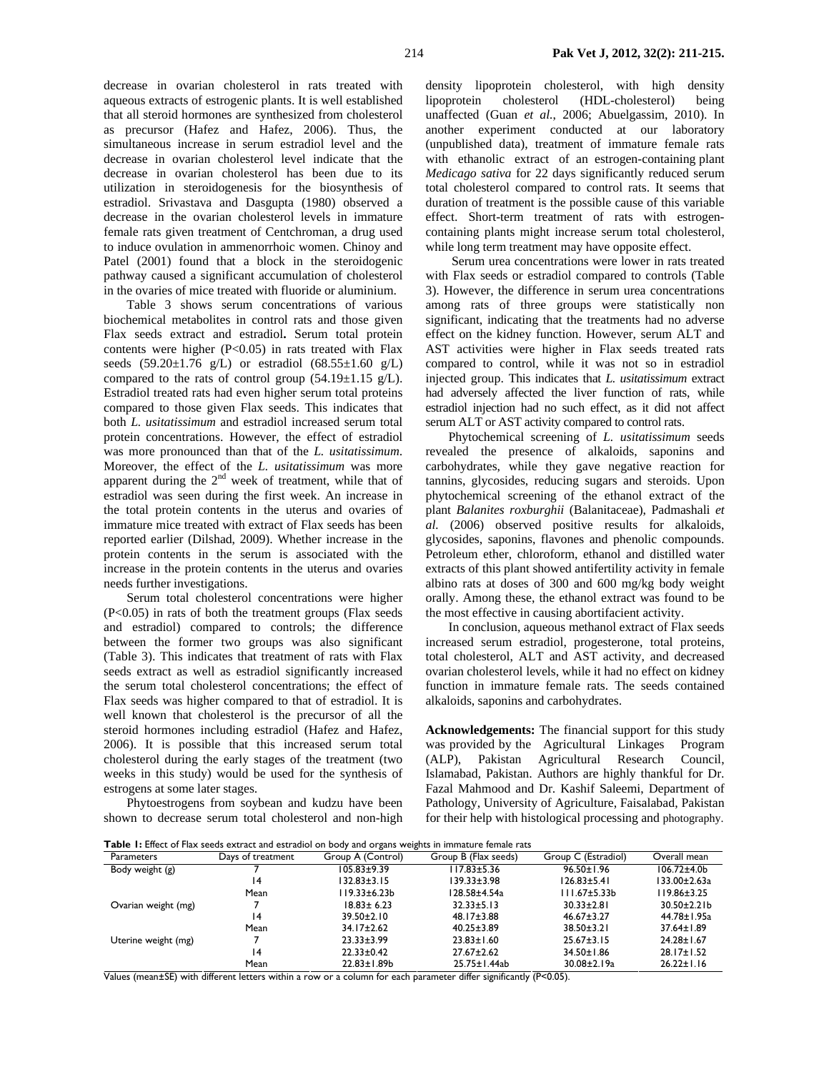decrease in ovarian cholesterol in rats treated with aqueous extracts of estrogenic plants. It is well established that all steroid hormones are synthesized from cholesterol as precursor (Hafez and Hafez, 2006). Thus, the simultaneous increase in serum estradiol level and the decrease in ovarian cholesterol level indicate that the decrease in ovarian cholesterol has been due to its utilization in steroidogenesis for the biosynthesis of estradiol. Srivastava and Dasgupta (1980) observed a decrease in the ovarian cholesterol levels in immature female rats given treatment of Centchroman, a drug used to induce ovulation in ammenorrhoic women. Chinoy and Patel (2001) found that a block in the steroidogenic pathway caused a significant accumulation of cholesterol in the ovaries of mice treated with fluoride or aluminium.

Table 3 shows serum concentrations of various biochemical metabolites in control rats and those given Flax seeds extract and estradiol. Serum total protein contents were higher ($P<0.05$) in rats treated with Flax seeds (59.20±1.76 g/L) or estradiol (68.55±1.60 g/L) compared to the rats of control group (54.19±1.15 g/L). Estradiol treated rats had even higher serum total proteins compared to those given Flax seeds. This indicates that both *L. usitatissimum* and estradiol increased serum total protein concentrations. However, the effect of estradiol was more pronounced than that of the *L. usitatissimum*. Moreover, the effect of the *L. usitatissimum* was more apparent during the 2nd week of treatment, while that of estradiol was seen during the first week. An increase in the total protein contents in the uterus and ovaries of immature mice treated with extract of Flax seeds has been reported earlier (Dilshad, 2009). Whether increase in the protein contents in the serum is associated with the increase in the protein contents in the uterus and ovaries needs further investigations.

Serum total cholesterol concentrations were higher ($P<0.05$) in rats of both the treatment groups (Flax seeds and estradiol) compared to controls; the difference between the former two groups was also significant (Table 3). This indicates that treatment of rats with Flax seeds extract as well as estradiol significantly increased the serum total cholesterol concentrations; the effect of Flax seeds was higher compared to that of estradiol. It is well known that cholesterol is the precursor of all the steroid hormones including estradiol (Hafez and Hafez, 2006). It is possible that this increased serum total cholesterol during the early stages of the treatment (two weeks in this study) would be used for the synthesis of estrogens at some later stages.

Phytoestrogens from soybean and kudzu have been shown to decrease serum total cholesterol and non-high density lipoprotein cholesterol, with high density lipoprotein cholesterol (HDL-cholesterol) being unaffected (Guan *et al.*, 2006; Abuelgassim, 2010). In another experiment conducted at our laboratory (unpublished data), treatment of immature female rats with ethanolic extract of an estrogen-containing plant *Medicago sativa* for 22 days significantly reduced serum total cholesterol compared to control rats. It seems that duration of treatment is the possible cause of this variable effect. Short-term treatment of rats with estrogen-containing plants might increase serum total cholesterol, while long term treatment may have opposite effect.

Serum urea concentrations were lower in rats treated with Flax seeds or estradiol compared to controls (Table 3). However, the difference in serum urea concentrations among rats of three groups were statistically non significant, indicating that the treatments had no adverse effect on the kidney function. However, serum ALT and AST activities were higher in Flax seeds treated rats compared to control, while it was not so in estradiol injected group. This indicates that *L. usitatissimum* extract had adversely affected the liver function of rats, while estradiol injection had no such effect, as it did not affect serum ALT or AST activity compared to control rats.

Phytochemical screening of *L. usitatissimum* seeds revealed the presence of alkaloids, saponins and carbohydrates, while they gave negative reaction for tannins, glycosides, reducing sugars and steroids. Upon phytochemical screening of the ethanol extract of the plant *Balanites roxburghii* (Balanitaceae), Padmashali *et al.* (2006) observed positive results for alkaloids, glycosides, saponins, flavones and phenolic compounds. Petroleum ether, chloroform, ethanol and distilled water extracts of this plant showed antifertility activity in female albino rats at doses of 300 and 600 mg/kg body weight orally. Among these, the ethanol extract was found to be the most effective in causing abortifacient activity.

In conclusion, aqueous methanol extract of Flax seeds increased serum estradiol, progesterone, total proteins, total cholesterol, ALT and AST activity, and decreased ovarian cholesterol levels, while it had no effect on kidney function in immature female rats. The seeds contained alkaloids, saponins and carbohydrates.

**Acknowledgements:** The financial support for this study was provided by the Agricultural Linkages Program (ALP), Pakistan Agricultural Research Council, Islamabad, Pakistan. Authors are highly thankful for Dr. Fazal Mahmood and Dr. Kashif Saleemi, Department of Pathology, University of Agriculture, Faisalabad, Pakistan for their help with histological processing and photography.

**Table 1:** Effect of Flax seeds extract and estradiol on body and organs weights in immature female rats

| Parameters | Days of treatment | Group A (Control) | Group B (Flax seeds) | Group C (Estradiol) | Overall mean |
|---|---|---|---|---|---|
| Body weight (g) | 7 | 105.83±9.39 | 117.83±5.36 | 96.50±1.96 | 106.72±4.0b |
| | 14 | 132.83±3.15 | 139.33±3.98 | 126.83±5.41 | 133.00±2.63a |
| | Mean | 119.33±6.23b | 128.58±4.54a | 111.67±5.33b | 119.86±3.25 |
| Ovarian weight (mg) | 7 | 18.83± 6.23 | 32.33±5.13 | 30.33±2.81 | 30.50±2.21b |
| | 14 | 39.50±2.10 | 48.17±3.88 | 46.67±3.27 | 44.78±1.95a |
| | Mean | 34.17±2.62 | 40.25±3.89 | 38.50±3.21 | 37.64±1.89 |
| Uterine weight (mg) | 7 | 23.33±3.99 | 23.83±1.60 | 25.67±3.15 | 24.28±1.67 |
| | 14 | 22.33±0.42 | 27.67±2.62 | 34.50±1.86 | 28.17±1.52 |
| | Mean | 22.83±1.89b | 25.75±1.44ab | 30.08±2.19a | 26.22±1.16 |

Values (mean±SE) with different letters within a row or a column for each parameter differ significantly ($P<0.05$).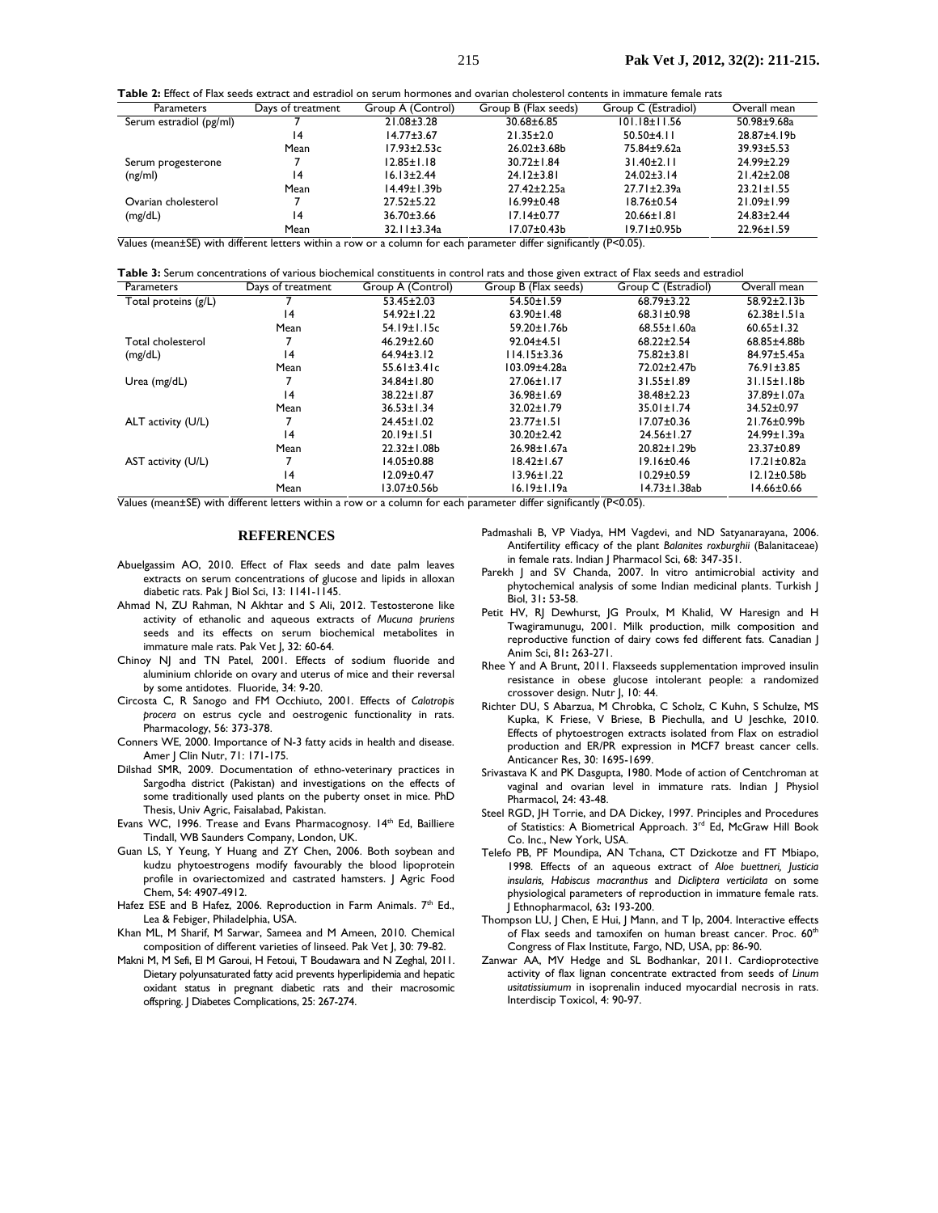**Table 2:** Effect of Flax seeds extract and estradiol on serum hormones and ovarian cholesterol contents in immature female rats

| Parameters | Days of treatment | Group A (Control) | Group B (Flax seeds) | Group C (Estradiol) | Overall mean |
|---|---|---|---|---|---|
| Serum estradiol (pg/ml) | 7 | 21.08±3.28 | 30.68±6.85 | 101.18±11.56 | 50.98±9.68a |
| | 14 | 14.77±3.67 | 21.35±2.0 | 50.50±4.11 | 28.87±4.19b |
| | Mean | 17.93±2.53c | 26.02±3.68b | 75.84±9.62a | 39.93±5.53 |
| Serum progesterone (ng/ml) | 7 | 12.85±1.18 | 30.72±1.84 | 31.40±2.11 | 24.99±2.29 |
| | 14 | 16.13±2.44 | 24.12±3.81 | 24.02±3.14 | 21.42±2.08 |
| | Mean | 14.49±1.39b | 27.42±2.25a | 27.71±2.39a | 23.21±1.55 |
| Ovarian cholesterol (mg/dL) | 7 | 27.52±5.22 | 16.99±0.48 | 18.76±0.54 | 21.09±1.99 |
| | 14 | 36.70±3.66 | 17.14±0.77 | 20.66±1.81 | 24.83±2.44 |
| | Mean | 32.11±3.34a | 17.07±0.43b | 19.71±0.95b | 22.96±1.59 |

Values (mean±SE) with different letters within a row or a column for each parameter differ significantly ($P<0.05$).

**Table 3:** Serum concentrations of various biochemical constituents in control rats and those given extract of Flax seeds and estradiol

| Parameters | Days of treatment | Group A (Control) | Group B (Flax seeds) | Group C (Estradiol) | Overall mean |
|---|---|---|---|---|---|
| Total proteins (g/L) | 7 | 53.45±2.03 | 54.50±1.59 | 68.79±3.22 | 58.92±2.13b |
| | 14 | 54.92±1.22 | 63.90±1.48 | 68.31±0.98 | 62.38±1.51a |
| | Mean | 54.19±1.15c | 59.20±1.76b | 68.55±1.60a | 60.65±1.32 |
| Total cholesterol (mg/dL) | 7 | 46.29±2.60 | 92.04±4.51 | 68.22±2.54 | 68.85±4.88b |
| | 14 | 64.94±3.12 | 114.15±3.36 | 75.82±3.81 | 84.97±5.45a |
| | Mean | 55.61±3.41c | 103.09±4.28a | 72.02±2.47b | 76.91±3.85 |
| Urea (mg/dL) | 7 | 34.84±1.80 | 27.06±1.17 | 31.55±1.89 | 31.15±1.18b |
| | 14 | 38.22±1.87 | 36.98±1.69 | 38.48±2.23 | 37.89±1.07a |
| | Mean | 36.53±1.34 | 32.02±1.79 | 35.01±1.74 | 34.52±0.97 |
| ALT activity (U/L) | 7 | 24.45±1.02 | 23.77±1.51 | 17.07±0.36 | 21.76±0.99b |
| | 14 | 20.19±1.51 | 30.20±2.42 | 24.56±1.27 | 24.99±1.39a |
| | Mean | 22.32±1.08b | 26.98±1.67a | 20.82±1.29b | 23.37±0.89 |
| AST activity (U/L) | 7 | 14.05±0.88 | 18.42±1.67 | 19.16±0.46 | 17.21±0.82a |
| | 14 | 12.09±0.47 | 13.96±1.22 | 10.29±0.59 | 12.12±0.58b |
| | Mean | 13.07±0.56b | 16.19±1.19a | 14.73±1.38ab | 14.66±0.66 |

Values (mean±SE) with different letters within a row or a column for each parameter differ significantly ($P<0.05$).

## REFERENCES

Abuelgassim AO, 2010. Effect of Flax seeds and date palm leaves extracts on serum concentrations of glucose and lipids in alloxan diabetic rats. Pak J Biol Sci, 13: 1141-1145.

Ahmad N, ZU Rahman, N Akhtar and S Ali, 2012. Testosterone like activity of ethanolic and aqueous extracts of *Mucuna pruriens* seeds and its effects on serum biochemical metabolites in immature male rats. Pak Vet J, 32: 60-64.

Chinoy NJ and TN Patel, 2001. Effects of sodium fluoride and aluminium chloride on ovary and uterus of mice and their reversal by some antidotes. Fluoride, 34: 9-20.

Circosta C, R Sanogo and FM Occhiuto, 2001. Effects of *Calotropis procera* on estrus cycle and oestrogenic functionality in rats. Pharmacology, 56: 373-378.

Conners WE, 2000. Importance of N-3 fatty acids in health and disease. Amer J Clin Nutr, 71: 171-175.

Dilshad SMR, 2009. Documentation of ethno-veterinary practices in Sargodha district (Pakistan) and investigations on the effects of some traditionally used plants on the puberty onset in mice. PhD Thesis, Univ Agric, Faisalabad, Pakistan.

Evans WC, 1996. Trease and Evans Pharmacognosy. 14th Ed, Bailliere Tindall, WB Saunders Company, London, UK.

Guan LS, Y Yeung, Y Huang and ZY Chen, 2006. Both soybean and kudzu phytoestrogens modify favourably the blood lipoprotein profile in ovariectomized and castrated hamsters. J Agric Food Chem, 54: 4907-4912.

Hafez ESE and B Hafez, 2006. Reproduction in Farm Animals. 7th Ed., Lea & Febiger, Philadelphia, USA.

Khan ML, M Sharif, M Sarwar, Sameea and M Ameen, 2010. Chemical composition of different varieties of linseed. Pak Vet J, 30: 79-82.

Makni M, M Sefi, EI M Garoui, H Fetoui, T Boudawara and N Zeghal, 2011. Dietary polyunsaturated fatty acid prevents hyperlipidemia and hepatic oxidant status in pregnant diabetic rats and their macrosomic offspring. J Diabetes Complications, 25: 267-274.

Padmashali B, VP Viadya, HM Vagdevi, and ND Satyanarayana, 2006. Antifertility efficacy of the plant *Balanites roxburghii* (Balanitaceae) in female rats. Indian J Pharmacol Sci, 68: 347-351.

Parekh J and SV Chanda, 2007. In vitro antimicrobial activity and phytochemical analysis of some Indian medicinal plants. Turkish J Biol, 31: 53-58.

Petit HV, RJ Dewhurst, JG Proulx, M Khalid, W Haresign and H Twagiramunugu, 2001. Milk production, milk composition and reproductive function of dairy cows fed different fats. Canadian J Anim Sci, 81: 263-271.

Rhee Y and A Brunt, 2011. Flaxseeds supplementation improved insulin resistance in obese glucose intolerant people: a randomized crossover design. Nutr J, 10: 44.

Richter DU, S Abarzua, M Chrobka, C Scholz, C Kuhn, S Schulze, MS Kupka, K Friese, V Briese, B Piechulla, and U Jeschke, 2010. Effects of phytoestrogen extracts isolated from Flax on estradiol production and ER/PR expression in MCF7 breast cancer cells. Anticancer Res, 30: 1695-1699.

Srivastava K and PK Dasgupta, 1980. Mode of action of Centchroman at vaginal and ovarian level in immature rats. Indian J Physiol Pharmacol, 24: 43-48.

Steel RGD, JH Torrie, and DA Dickey, 1997. Principles and Procedures of Statistics: A Biometrical Approach. 3rd Ed, McGraw Hill Book Co. Inc., New York, USA.

Telefo PB, PF Moundipa, AN Tchana, CT Dzickotze and FT Mbiapo, 1998. Effects of an aqueous extract of *Aloe buettneri, Justicia insularis, Habiscus macranthus* and *Dicliptera verticilata* on some physiological parameters of reproduction in immature female rats. J Ethnopharmacol, 63: 193-200.

Thompson LU, J Chen, E Hui, J Mann, and T Ip, 2004. Interactive effects of Flax seeds and tamoxifen on human breast cancer. Proc. 60th Congress of Flax Institute, Fargo, ND, USA, pp: 86-90.

Zanwar AA, MV Hedge and SL Bodhankar, 2011. Cardioprotective activity of flax lignan concentrate extracted from seeds of *Linum usitatissiumum* in isoprenalin induced myocardial necrosis in rats. Interdiscip Toxicol, 4: 90-97.